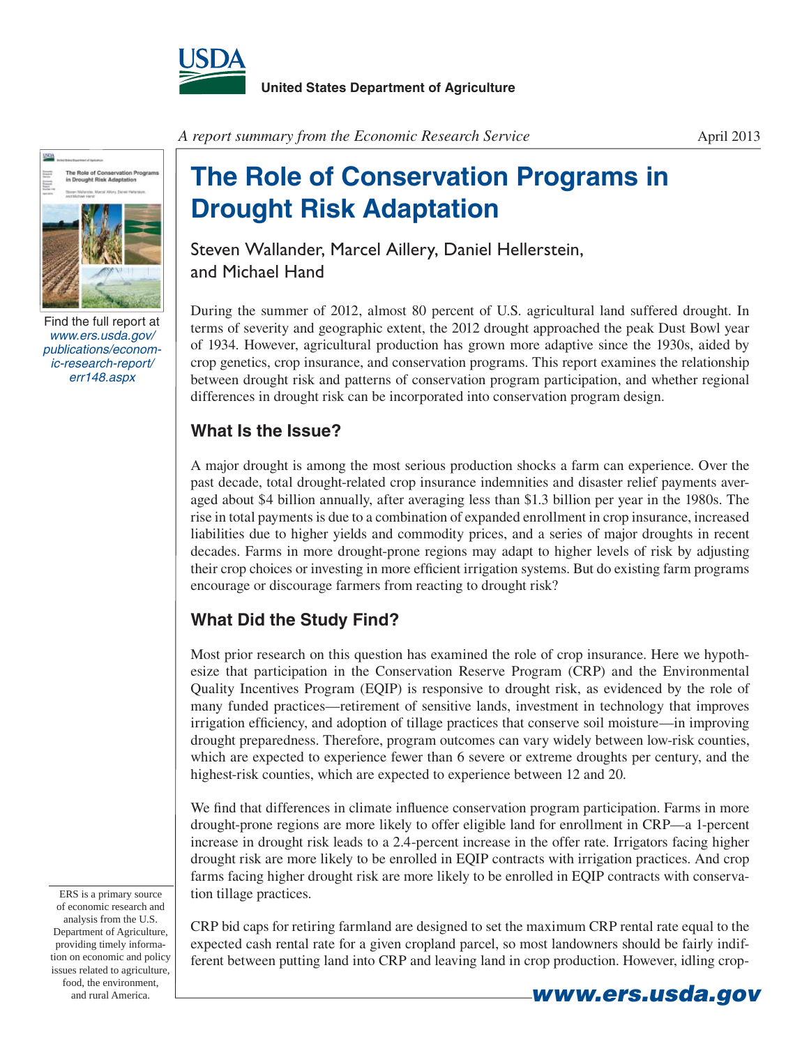United States Department of Agriculture

*A report summary from the Economic Research Service*

April 2013

# The Role of Conservation Programs in Drought Risk Adaptation

Steven Wallander, Marcel Aillery, Daniel Hellerstein, and Michael Hand

Find the full report at *www.ers.usda.gov/publications/economic-research-report/err148.aspx*

During the summer of 2012, almost 80 percent of U.S. agricultural land suffered drought. In terms of severity and geographic extent, the 2012 drought approached the peak Dust Bowl year of 1934. However, agricultural production has grown more adaptive since the 1930s, aided by crop genetics, crop insurance, and conservation programs. This report examines the relationship between drought risk and patterns of conservation program participation, and whether regional differences in drought risk can be incorporated into conservation program design.

## What Is the Issue?

A major drought is among the most serious production shocks a farm can experience. Over the past decade, total drought-related crop insurance indemnities and disaster relief payments averaged about $4 billion annually, after averaging less than $1.3 billion per year in the 1980s. The rise in total payments is due to a combination of expanded enrollment in crop insurance, increased liabilities due to higher yields and commodity prices, and a series of major droughts in recent decades. Farms in more drought-prone regions may adapt to higher levels of risk by adjusting their crop choices or investing in more efficient irrigation systems. But do existing farm programs encourage or discourage farmers from reacting to drought risk?

## What Did the Study Find?

Most prior research on this question has examined the role of crop insurance. Here we hypothesize that participation in the Conservation Reserve Program (CRP) and the Environmental Quality Incentives Program (EQIP) is responsive to drought risk, as evidenced by the role of many funded practices—retirement of sensitive lands, investment in technology that improves irrigation efficiency, and adoption of tillage practices that conserve soil moisture—in improving drought preparedness. Therefore, program outcomes can vary widely between low-risk counties, which are expected to experience fewer than 6 severe or extreme droughts per century, and the highest-risk counties, which are expected to experience between 12 and 20.

We find that differences in climate influence conservation program participation. Farms in more drought-prone regions are more likely to offer eligible land for enrollment in CRP—a 1-percent increase in drought risk leads to a 2.4-percent increase in the offer rate. Irrigators facing higher drought risk are more likely to be enrolled in EQIP contracts with irrigation practices. And crop farms facing higher drought risk are more likely to be enrolled in EQIP contracts with conservation tillage practices.

CRP bid caps for retiring farmland are designed to set the maximum CRP rental rate equal to the expected cash rental rate for a given cropland parcel, so most landowners should be fairly indifferent between putting land into CRP and leaving land in crop production. However, idling crop-

ERS is a primary source of economic research and analysis from the U.S. Department of Agriculture, providing timely information on economic and policy issues related to agriculture, food, the environment, and rural America.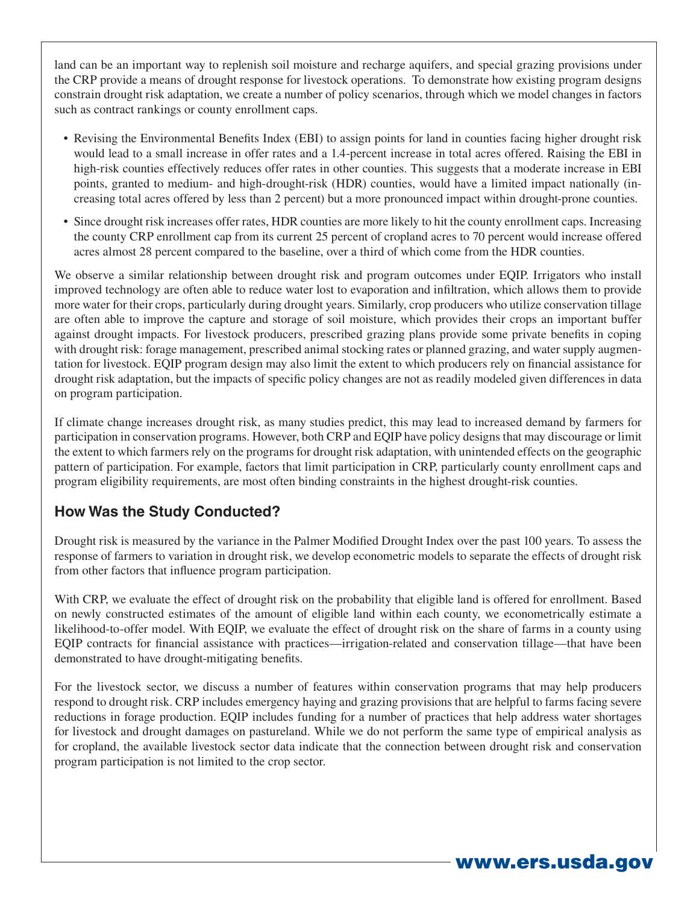land can be an important way to replenish soil moisture and recharge aquifers, and special grazing provisions under the CRP provide a means of drought response for livestock operations. To demonstrate how existing program designs constrain drought risk adaptation, we create a number of policy scenarios, through which we model changes in factors such as contract rankings or county enrollment caps.

- Revising the Environmental Benefits Index (EBI) to assign points for land in counties facing higher drought risk would lead to a small increase in offer rates and a 1.4-percent increase in total acres offered. Raising the EBI in high-risk counties effectively reduces offer rates in other counties. This suggests that a moderate increase in EBI points, granted to medium- and high-drought-risk (HDR) counties, would have a limited impact nationally (increasing total acres offered by less than 2 percent) but a more pronounced impact within drought-prone counties.
- Since drought risk increases offer rates, HDR counties are more likely to hit the county enrollment caps. Increasing the county CRP enrollment cap from its current 25 percent of cropland acres to 70 percent would increase offered acres almost 28 percent compared to the baseline, over a third of which come from the HDR counties.

We observe a similar relationship between drought risk and program outcomes under EQIP. Irrigators who install improved technology are often able to reduce water lost to evaporation and infiltration, which allows them to provide more water for their crops, particularly during drought years. Similarly, crop producers who utilize conservation tillage are often able to improve the capture and storage of soil moisture, which provides their crops an important buffer against drought impacts. For livestock producers, prescribed grazing plans provide some private benefits in coping with drought risk: forage management, prescribed animal stocking rates or planned grazing, and water supply augmentation for livestock. EQIP program design may also limit the extent to which producers rely on financial assistance for drought risk adaptation, but the impacts of specific policy changes are not as readily modeled given differences in data on program participation.

If climate change increases drought risk, as many studies predict, this may lead to increased demand by farmers for participation in conservation programs. However, both CRP and EQIP have policy designs that may discourage or limit the extent to which farmers rely on the programs for drought risk adaptation, with unintended effects on the geographic pattern of participation. For example, factors that limit participation in CRP, particularly county enrollment caps and program eligibility requirements, are most often binding constraints in the highest drought-risk counties.

## How Was the Study Conducted?

Drought risk is measured by the variance in the Palmer Modified Drought Index over the past 100 years. To assess the response of farmers to variation in drought risk, we develop econometric models to separate the effects of drought risk from other factors that influence program participation.

With CRP, we evaluate the effect of drought risk on the probability that eligible land is offered for enrollment. Based on newly constructed estimates of the amount of eligible land within each county, we econometrically estimate a likelihood-to-offer model. With EQIP, we evaluate the effect of drought risk on the share of farms in a county using EQIP contracts for financial assistance with practices—irrigation-related and conservation tillage—that have been demonstrated to have drought-mitigating benefits.

For the livestock sector, we discuss a number of features within conservation programs that may help producers respond to drought risk. CRP includes emergency haying and grazing provisions that are helpful to farms facing severe reductions in forage production. EQIP includes funding for a number of practices that help address water shortages for livestock and drought damages on pastureland. While we do not perform the same type of empirical analysis as for cropland, the available livestock sector data indicate that the connection between drought risk and conservation program participation is not limited to the crop sector.